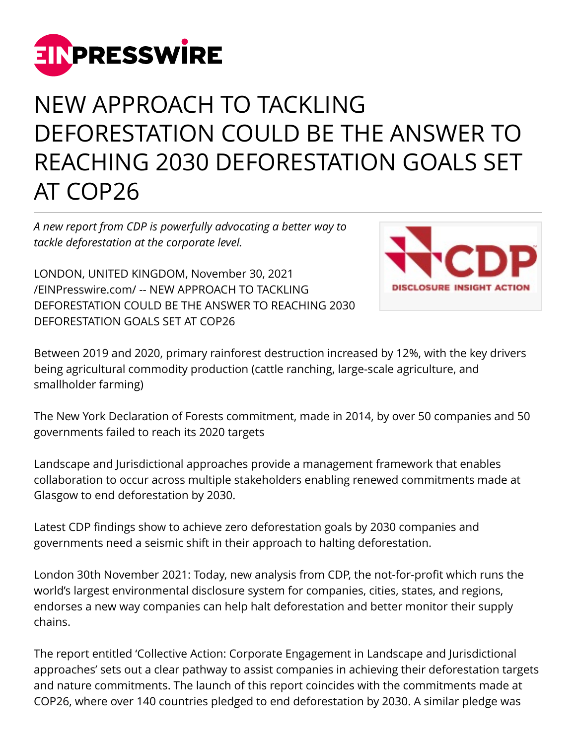# NEW APPROACH TO TACKLING DEFORESTATION COULD BE THE ANSWER TO REACHING 2030 DEFORESTATION GOALS SET AT COP26

*A new report from CDP is powerfully advocating a better way to tackle deforestation at the corporate level.*

LONDON, UNITED KINGDOM, November 30, 2021 /EINPresswire.com/ -- NEW APPROACH TO TACKLING DEFORESTATION COULD BE THE ANSWER TO REACHING 2030 DEFORESTATION GOALS SET AT COP26

Between 2019 and 2020, primary rainforest destruction increased by 12%, with the key drivers being agricultural commodity production (cattle ranching, large-scale agriculture, and smallholder farming)

The New York Declaration of Forests commitment, made in 2014, by over 50 companies and 50 governments failed to reach its 2020 targets

Landscape and Jurisdictional approaches provide a management framework that enables collaboration to occur across multiple stakeholders enabling renewed commitments made at Glasgow to end deforestation by 2030.

Latest CDP findings show to achieve zero deforestation goals by 2030 companies and governments need a seismic shift in their approach to halting deforestation.

London 30th November 2021: Today, new analysis from CDP, the not-for-profit which runs the world's largest environmental disclosure system for companies, cities, states, and regions, endorses a new way companies can help halt deforestation and better monitor their supply chains.

The report entitled 'Collective Action: Corporate Engagement in Landscape and Jurisdictional approaches' sets out a clear pathway to assist companies in achieving their deforestation targets and nature commitments. The launch of this report coincides with the commitments made at COP26, where over 140 countries pledged to end deforestation by 2030. A similar pledge was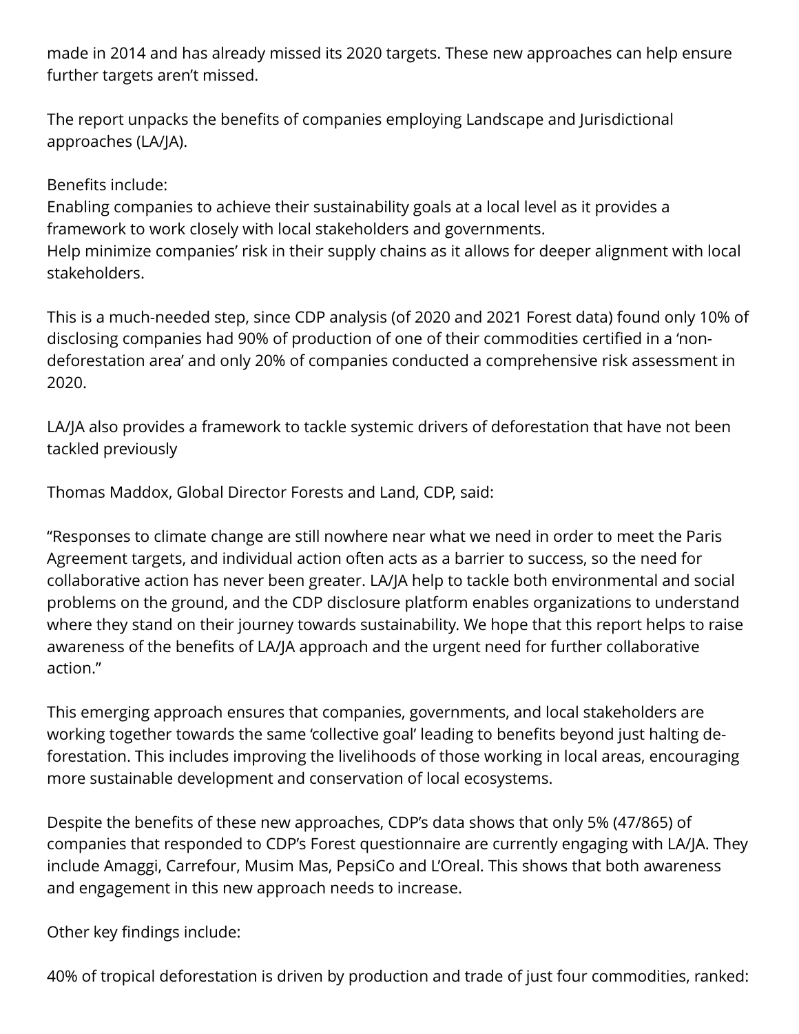made in 2014 and has already missed its 2020 targets. These new approaches can help ensure further targets aren't missed.

The report unpacks the benefits of companies employing Landscape and Jurisdictional approaches (LA/JA).

Benefits include:
Enabling companies to achieve their sustainability goals at a local level as it provides a framework to work closely with local stakeholders and governments.
Help minimize companies' risk in their supply chains as it allows for deeper alignment with local stakeholders.

This is a much-needed step, since CDP analysis (of 2020 and 2021 Forest data) found only 10% of disclosing companies had 90% of production of one of their commodities certified in a 'non-deforestation area' and only 20% of companies conducted a comprehensive risk assessment in 2020.

LA/JA also provides a framework to tackle systemic drivers of deforestation that have not been tackled previously

Thomas Maddox, Global Director Forests and Land, CDP, said:

"Responses to climate change are still nowhere near what we need in order to meet the Paris Agreement targets, and individual action often acts as a barrier to success, so the need for collaborative action has never been greater. LA/JA help to tackle both environmental and social problems on the ground, and the CDP disclosure platform enables organizations to understand where they stand on their journey towards sustainability. We hope that this report helps to raise awareness of the benefits of LA/JA approach and the urgent need for further collaborative action."

This emerging approach ensures that companies, governments, and local stakeholders are working together towards the same 'collective goal' leading to benefits beyond just halting de-forestation. This includes improving the livelihoods of those working in local areas, encouraging more sustainable development and conservation of local ecosystems.

Despite the benefits of these new approaches, CDP's data shows that only 5% (47/865) of companies that responded to CDP's Forest questionnaire are currently engaging with LA/JA. They include Amaggi, Carrefour, Musim Mas, PepsiCo and L'Oreal. This shows that both awareness and engagement in this new approach needs to increase.

Other key findings include:

40% of tropical deforestation is driven by production and trade of just four commodities, ranked: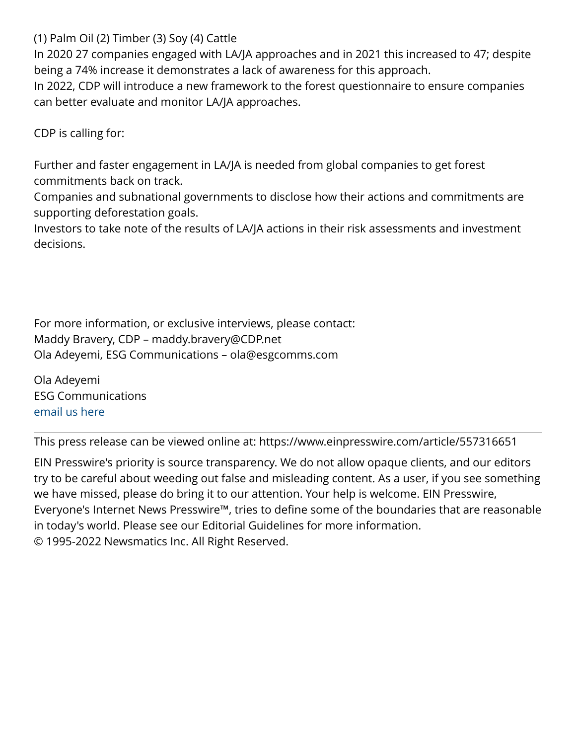(1) Palm Oil (2) Timber (3) Soy (4) Cattle

In 2020 27 companies engaged with LA/JA approaches and in 2021 this increased to 47; despite being a 74% increase it demonstrates a lack of awareness for this approach.

In 2022, CDP will introduce a new framework to the forest questionnaire to ensure companies can better evaluate and monitor LA/JA approaches.

CDP is calling for:

Further and faster engagement in LA/JA is needed from global companies to get forest commitments back on track.

Companies and subnational governments to disclose how their actions and commitments are supporting deforestation goals.

Investors to take note of the results of LA/JA actions in their risk assessments and investment decisions.

For more information, or exclusive interviews, please contact:
Maddy Bravery, CDP – maddy.bravery@CDP.net
Ola Adeyemi, ESG Communications – ola@esgcomms.com

Ola Adeyemi
ESG Communications
email us here

---

This press release can be viewed online at: https://www.einpresswire.com/article/557316651

EIN Presswire's priority is source transparency. We do not allow opaque clients, and our editors try to be careful about weeding out false and misleading content. As a user, if you see something we have missed, please do bring it to our attention. Your help is welcome. EIN Presswire, Everyone's Internet News Presswire™, tries to define some of the boundaries that are reasonable in today's world. Please see our Editorial Guidelines for more information.
© 1995-2022 Newsmatics Inc. All Right Reserved.